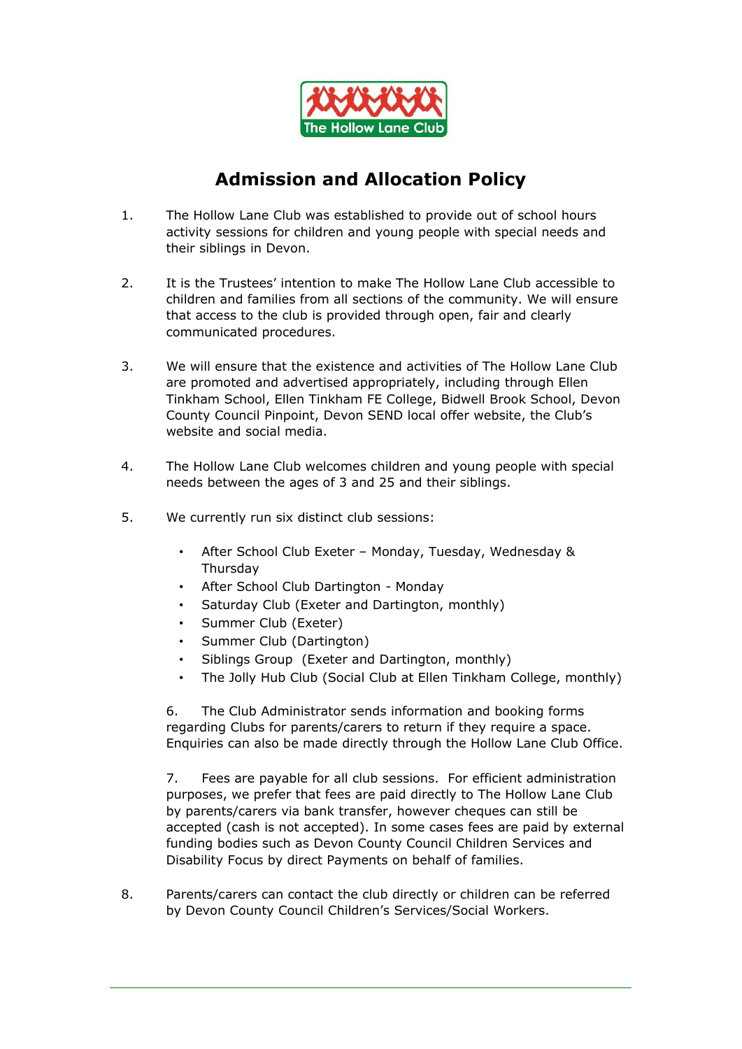The Hollow Lane Club

# Admission and Allocation Policy

1. The Hollow Lane Club was established to provide out of school hours activity sessions for children and young people with special needs and their siblings in Devon.

2. It is the Trustees' intention to make The Hollow Lane Club accessible to children and families from all sections of the community. We will ensure that access to the club is provided through open, fair and clearly communicated procedures.

3. We will ensure that the existence and activities of The Hollow Lane Club are promoted and advertised appropriately, including through Ellen Tinkham School, Ellen Tinkham FE College, Bidwell Brook School, Devon County Council Pinpoint, Devon SEND local offer website, the Club's website and social media.

4. The Hollow Lane Club welcomes children and young people with special needs between the ages of 3 and 25 and their siblings.

5. We currently run six distinct club sessions:

   - After School Club Exeter – Monday, Tuesday, Wednesday & Thursday
   - After School Club Dartington - Monday
   - Saturday Club (Exeter and Dartington, monthly)
   - Summer Club (Exeter)
   - Summer Club (Dartington)
   - Siblings Group (Exeter and Dartington, monthly)
   - The Jolly Hub Club (Social Club at Ellen Tinkham College, monthly)

6. The Club Administrator sends information and booking forms regarding Clubs for parents/carers to return if they require a space. Enquiries can also be made directly through the Hollow Lane Club Office.

7. Fees are payable for all club sessions. For efficient administration purposes, we prefer that fees are paid directly to The Hollow Lane Club by parents/carers via bank transfer, however cheques can still be accepted (cash is not accepted). In some cases fees are paid by external funding bodies such as Devon County Council Children Services and Disability Focus by direct Payments on behalf of families.

8. Parents/carers can contact the club directly or children can be referred by Devon County Council Children's Services/Social Workers.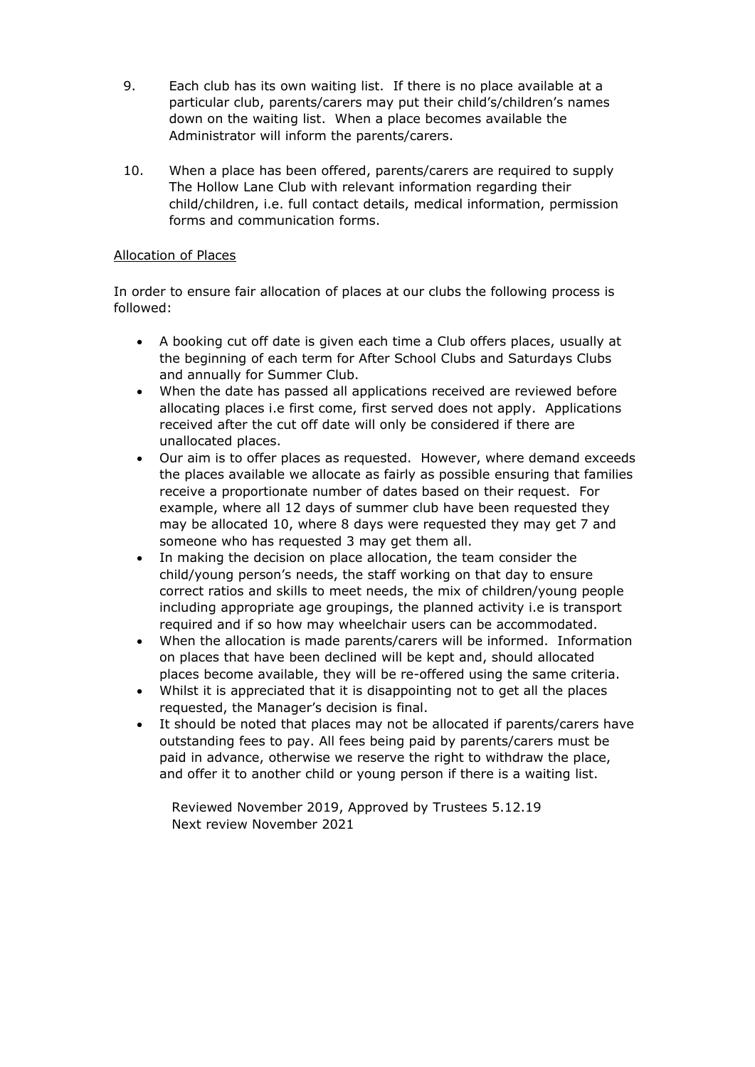9. Each club has its own waiting list. If there is no place available at a particular club, parents/carers may put their child's/children's names down on the waiting list. When a place becomes available the Administrator will inform the parents/carers.

10. When a place has been offered, parents/carers are required to supply The Hollow Lane Club with relevant information regarding their child/children, i.e. full contact details, medical information, permission forms and communication forms.

<u>Allocation of Places</u>

In order to ensure fair allocation of places at our clubs the following process is followed:

- A booking cut off date is given each time a Club offers places, usually at the beginning of each term for After School Clubs and Saturdays Clubs and annually for Summer Club.
- When the date has passed all applications received are reviewed before allocating places i.e first come, first served does not apply. Applications received after the cut off date will only be considered if there are unallocated places.
- Our aim is to offer places as requested. However, where demand exceeds the places available we allocate as fairly as possible ensuring that families receive a proportionate number of dates based on their request. For example, where all 12 days of summer club have been requested they may be allocated 10, where 8 days were requested they may get 7 and someone who has requested 3 may get them all.
- In making the decision on place allocation, the team consider the child/young person's needs, the staff working on that day to ensure correct ratios and skills to meet needs, the mix of children/young people including appropriate age groupings, the planned activity i.e is transport required and if so how may wheelchair users can be accommodated.
- When the allocation is made parents/carers will be informed. Information on places that have been declined will be kept and, should allocated places become available, they will be re-offered using the same criteria.
- Whilst it is appreciated that it is disappointing not to get all the places requested, the Manager's decision is final.
- It should be noted that places may not be allocated if parents/carers have outstanding fees to pay. All fees being paid by parents/carers must be paid in advance, otherwise we reserve the right to withdraw the place, and offer it to another child or young person if there is a waiting list.

Reviewed November 2019, Approved by Trustees 5.12.19
Next review November 2021